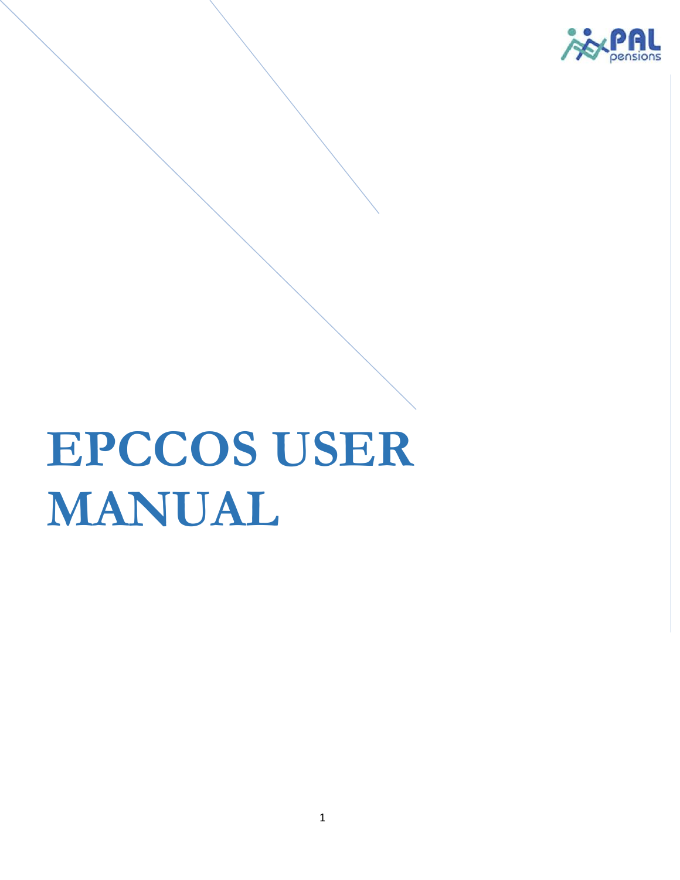# EPCCOS USER MANUAL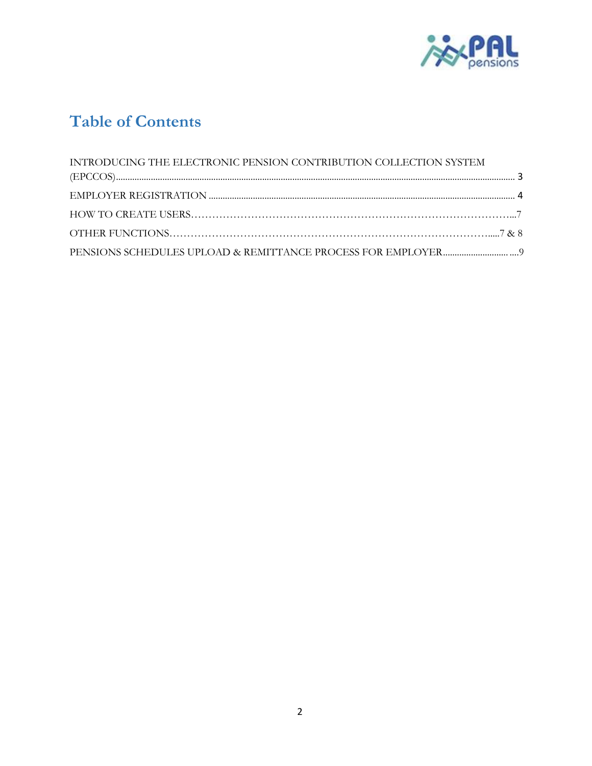# Table of Contents

INTRODUCING THE ELECTRONIC PENSION CONTRIBUTION COLLECTION SYSTEM (EPCCOS)........................................................................................................................................................... 3

EMPLOYER REGISTRATION .................................................................................................................................... 4

HOW TO CREATE USERS……………………………………………………………………………...7

OTHER FUNCTIONS…………………………………………………………………………………....7 & 8

PENSIONS SCHEDULES UPLOAD & REMITTANCE PROCESS FOR EMPLOYER............................ ....9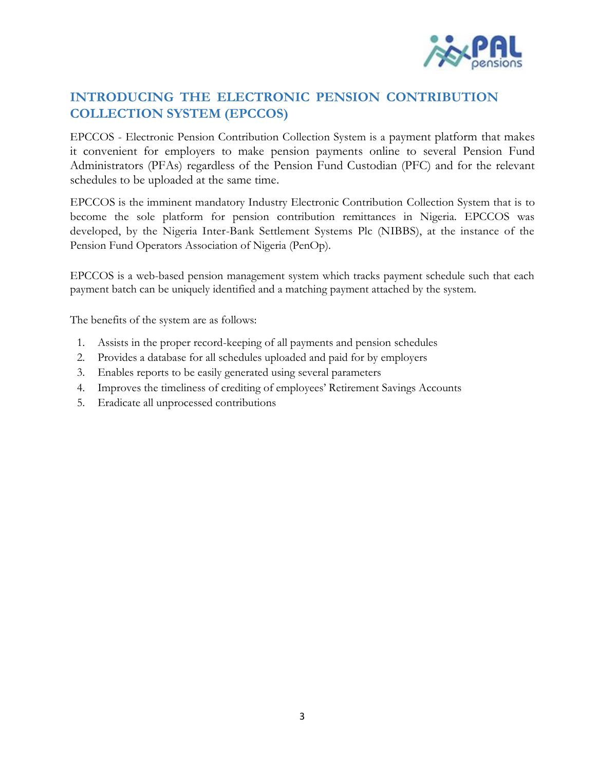## INTRODUCING THE ELECTRONIC PENSION CONTRIBUTION COLLECTION SYSTEM (EPCCOS)

EPCCOS - Electronic Pension Contribution Collection System is a payment platform that makes it convenient for employers to make pension payments online to several Pension Fund Administrators (PFAs) regardless of the Pension Fund Custodian (PFC) and for the relevant schedules to be uploaded at the same time.

EPCCOS is the imminent mandatory Industry Electronic Contribution Collection System that is to become the sole platform for pension contribution remittances in Nigeria. EPCCOS was developed, by the Nigeria Inter-Bank Settlement Systems Plc (NIBBS), at the instance of the Pension Fund Operators Association of Nigeria (PenOp).

EPCCOS is a web-based pension management system which tracks payment schedule such that each payment batch can be uniquely identified and a matching payment attached by the system.

The benefits of the system are as follows:

1. Assists in the proper record-keeping of all payments and pension schedules
2. Provides a database for all schedules uploaded and paid for by employers
3. Enables reports to be easily generated using several parameters
4. Improves the timeliness of crediting of employees' Retirement Savings Accounts
5. Eradicate all unprocessed contributions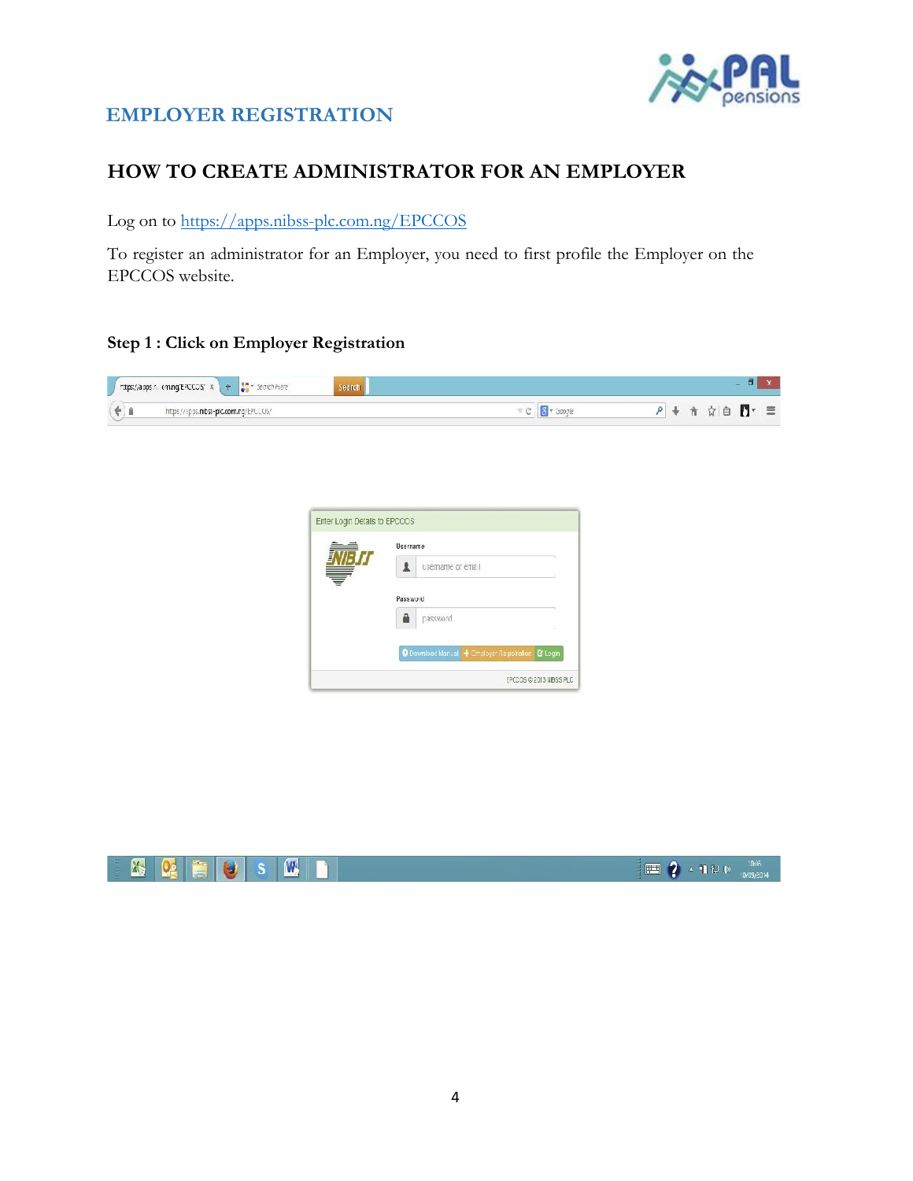## EMPLOYER REGISTRATION

## HOW TO CREATE ADMINISTRATOR FOR AN EMPLOYER

Log on to https://apps.nibss-plc.com.ng/EPCCOS

To register an administrator for an Employer, you need to first profile the Employer on the EPCCOS website.

### Step 1 : Click on Employer Registration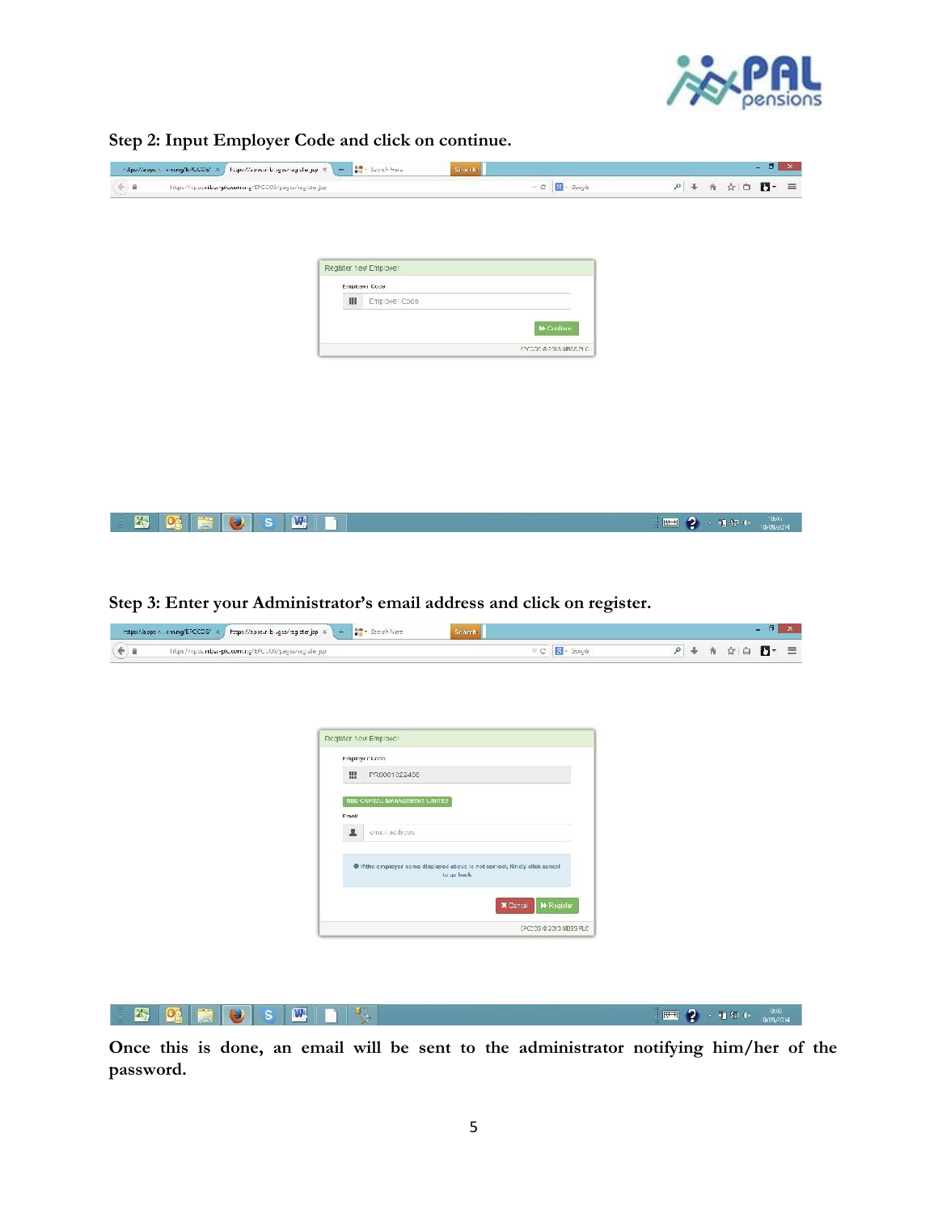**Step 2: Input Employer Code and click on continue.**

**Step 3: Enter your Administrator's email address and click on register.**

**Once this is done, an email will be sent to the administrator notifying him/her of the password.**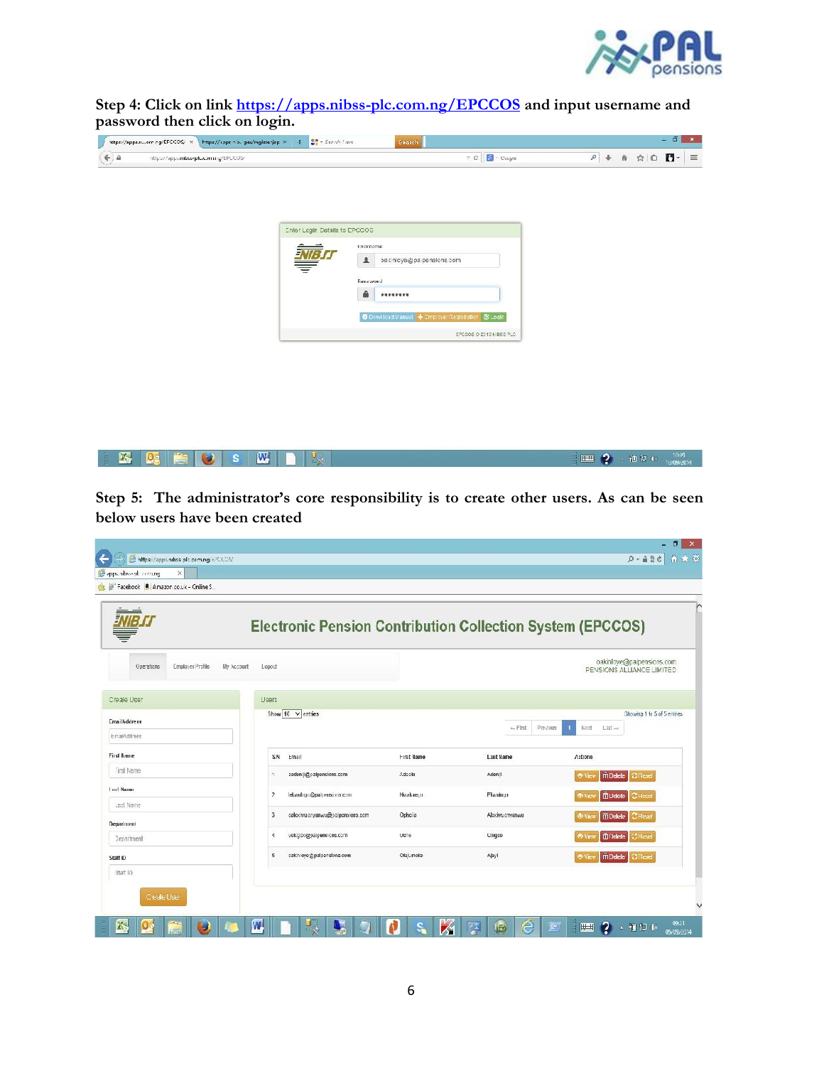**Step 4: Click on link [https://apps.nibss-plc.com.ng/EPCCOS](https://apps.nibss-plc.com.ng/EPCCOS) and input username and password then click on login.**

**Step 5: The administrator's core responsibility is to create other users. As can be seen below users have been created**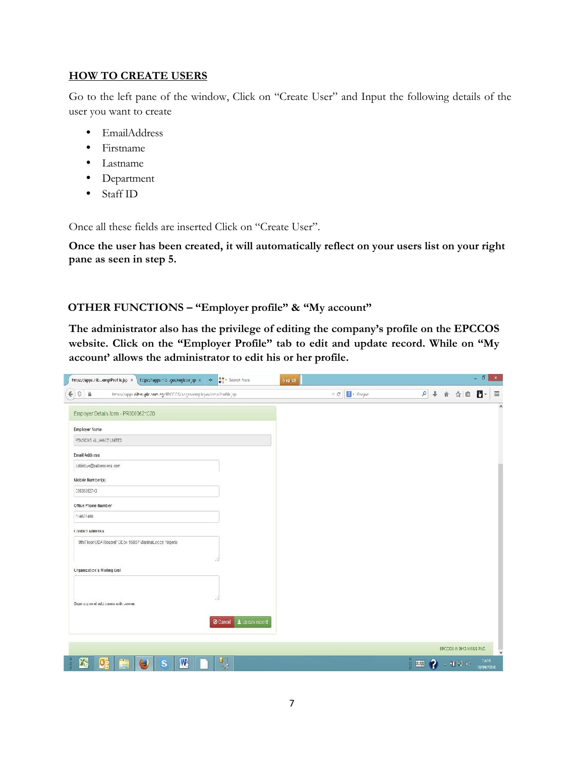## HOW TO CREATE USERS

Go to the left pane of the window, Click on "Create User" and Input the following details of the user you want to create

- EmailAddress
- Firstname
- Lastname
- Department
- Staff ID

Once all these fields are inserted Click on "Create User".

**Once the user has been created, it will automatically reflect on your users list on your right pane as seen in step 5.**

### OTHER FUNCTIONS – "Employer profile" & "My account"

**The administrator also has the privilege of editing the company's profile on the EPCCOS website. Click on the "Employer Profile" tab to edit and update record. While on "My account' allows the administrator to edit his or her profile.**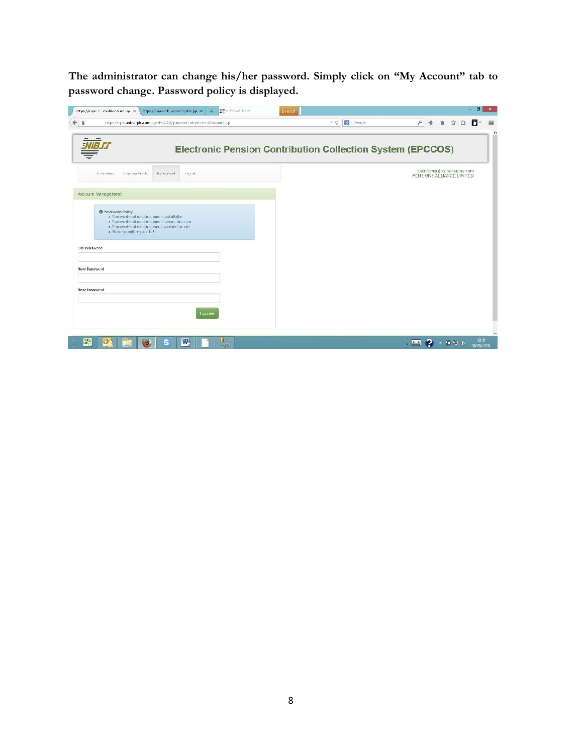**The administrator can change his/her password. Simply click on "My Account" tab to password change. Password policy is displayed.**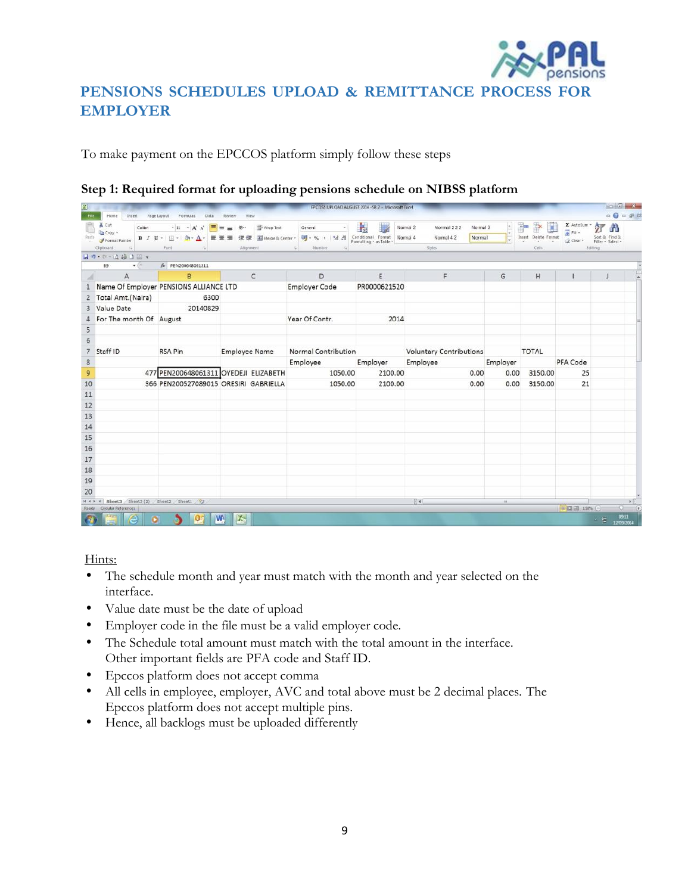# PENSIONS SCHEDULES UPLOAD & REMITTANCE PROCESS FOR EMPLOYER

To make payment on the EPCCOS platform simply follow these steps

**Step 1: Required format for uploading pensions schedule on NIBSS platform**

| | A | B | C | D | E | F | G | H | I |
|---|---|---|---|---|---|---|---|---|---|
| 1 | Name Of Employer | PENSIONS ALLIANCE LTD | | Employer Code | PR0000621520 | | | | |
| 2 | Total Amt.(Naira) | 6300 | | | | | | | |
| 3 | Value Date | 20140829 | | | | | | | |
| 4 | For The month Of | August | | Year Of Contr. | 2014 | | | | |
| 5 | | | | | | | | | |
| 6 | | | | | | | | | |
| 7 | Staff ID | RSA Pin | Employee Name | Normal Contribution | | Voluntary Contributions | | TOTAL | |
| 8 | | | | Employee | Employer | Employee | Employer | | PFA Code |
| 9 | 477 | PEN200648061311 | OYEDEJI ELIZABETH | 1050.00 | 2100.00 | 0.00 | 0.00 | 3150.00 | 25 |
| 10 | 366 | PEN200527089015 | ORESIRI GABRIELLA | 1050.00 | 2100.00 | 0.00 | 0.00 | 3150.00 | 21 |

Hints:

- The schedule month and year must match with the month and year selected on the interface.
- Value date must be the date of upload
- Employer code in the file must be a valid employer code.
- The Schedule total amount must match with the total amount in the interface. Other important fields are PFA code and Staff ID.
- Epccos platform does not accept comma
- All cells in employee, employer, AVC and total above must be 2 decimal places. The Epccos platform does not accept multiple pins.
- Hence, all backlogs must be uploaded differently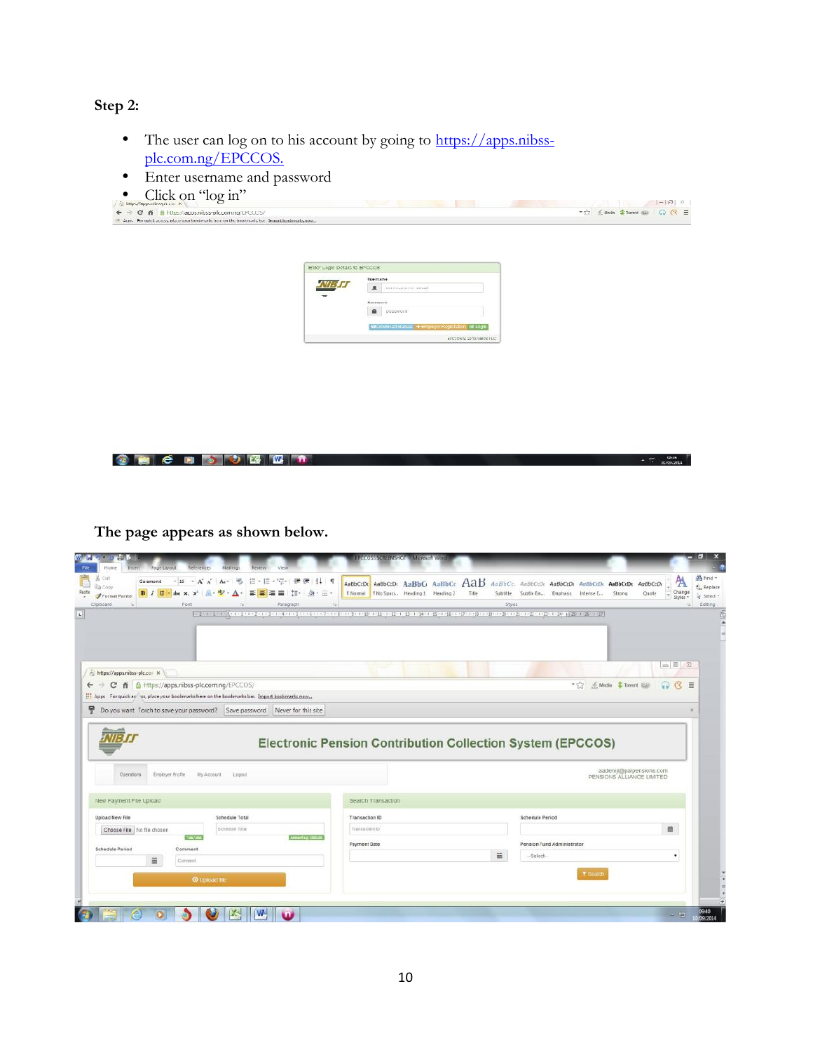**Step 2:**

- The user can log on to his account by going to [https://apps.nibss-plc.com.ng/EPCCOS.](https://apps.nibss-plc.com.ng/EPCCOS)
- Enter username and password
- Click on "log in"

**The page appears as shown below.**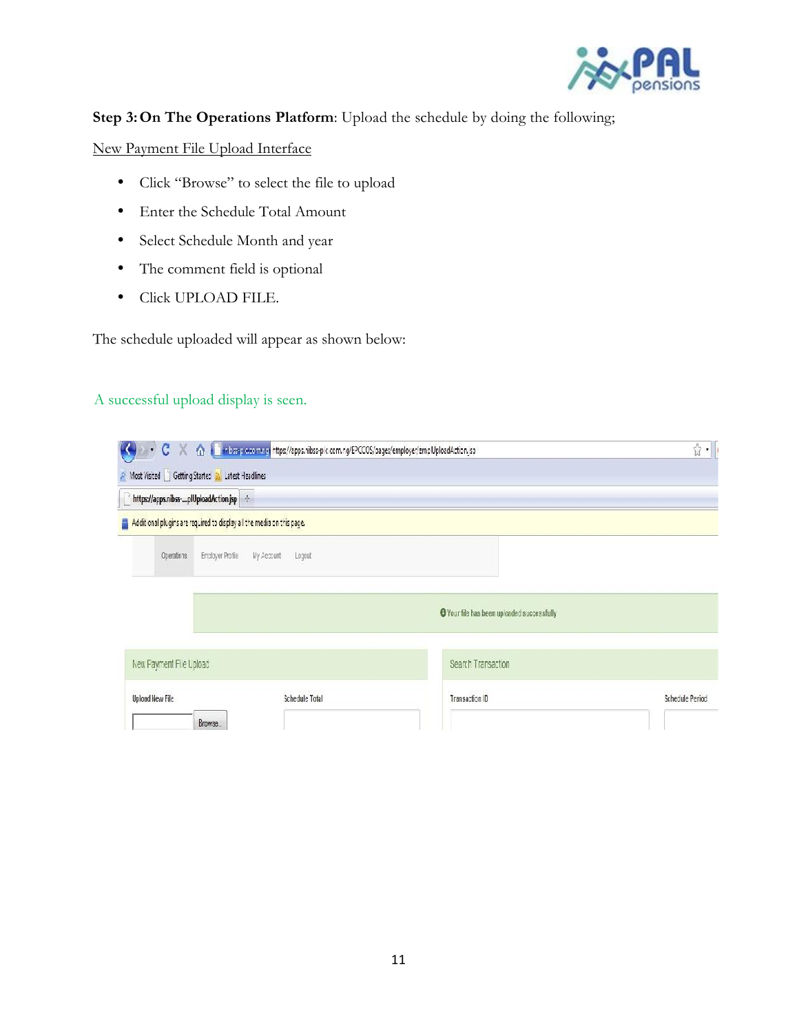**Step 3: On The Operations Platform**: Upload the schedule by doing the following;

New Payment File Upload Interface

- Click "Browse" to select the file to upload
- Enter the Schedule Total Amount
- Select Schedule Month and year
- The comment field is optional
- Click UPLOAD FILE.

The schedule uploaded will appear as shown below:

A successful upload display is seen.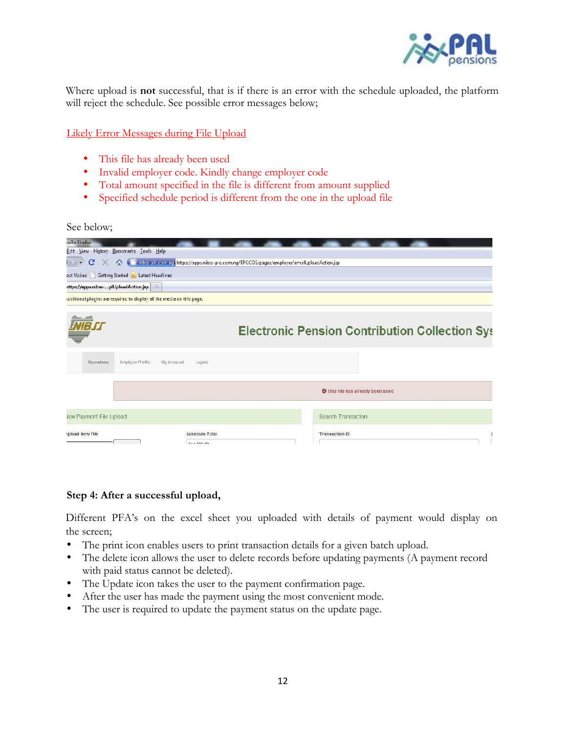Where upload is **not** successful, that is if there is an error with the schedule uploaded, the platform will reject the schedule. See possible error messages below;

Likely Error Messages during File Upload

- This file has already been used
- Invalid employer code. Kindly change employer code
- Total amount specified in the file is different from amount supplied
- Specified schedule period is different from the one in the upload file

See below;

**Step 4: After a successful upload,**

Different PFA's on the excel sheet you uploaded with details of payment would display on the screen;

- The print icon enables users to print transaction details for a given batch upload.
- The delete icon allows the user to delete records before updating payments (A payment record with paid status cannot be deleted).
- The Update icon takes the user to the payment confirmation page.
- After the user has made the payment using the most convenient mode.
- The user is required to update the payment status on the update page.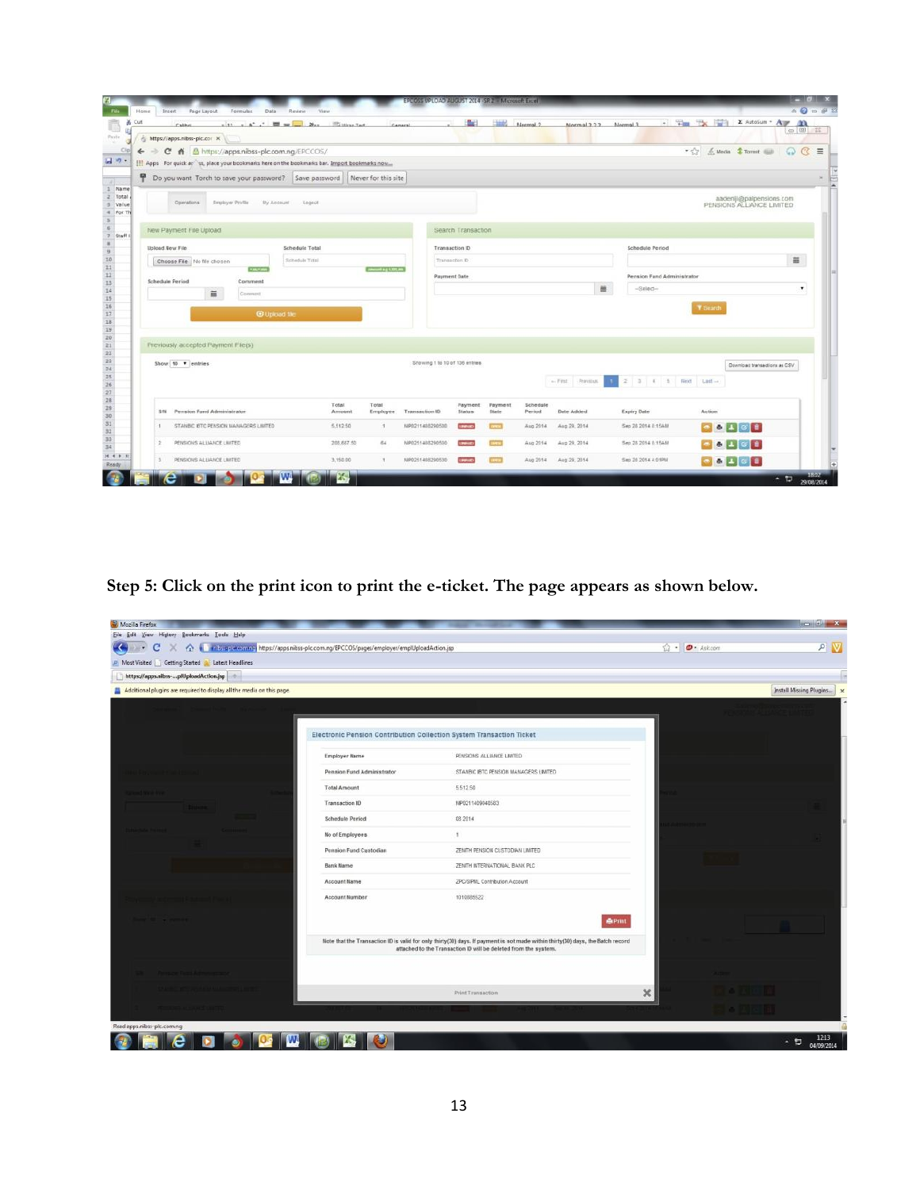Step 5: Click on the print icon to print the e-ticket. The page appears as shown below.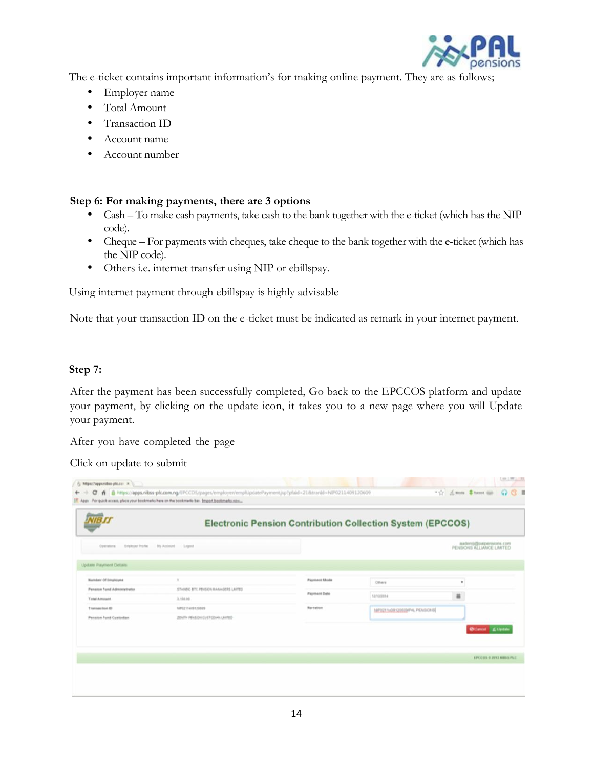The e-ticket contains important information's for making online payment. They are as follows;

- Employer name
- Total Amount
- Transaction ID
- Account name
- Account number

**Step 6: For making payments, there are 3 options**

- Cash – To make cash payments, take cash to the bank together with the e-ticket (which has the NIP code).
- Cheque – For payments with cheques, take cheque to the bank together with the e-ticket (which has the NIP code).
- Others i.e. internet transfer using NIP or ebillspay.

Using internet payment through ebillspay is highly advisable

Note that your transaction ID on the e-ticket must be indicated as remark in your internet payment.

**Step 7:**

After the payment has been successfully completed, Go back to the EPCCOS platform and update your payment, by clicking on the update icon, it takes you to a new page where you will Update your payment.

After you have completed the page

Click on update to submit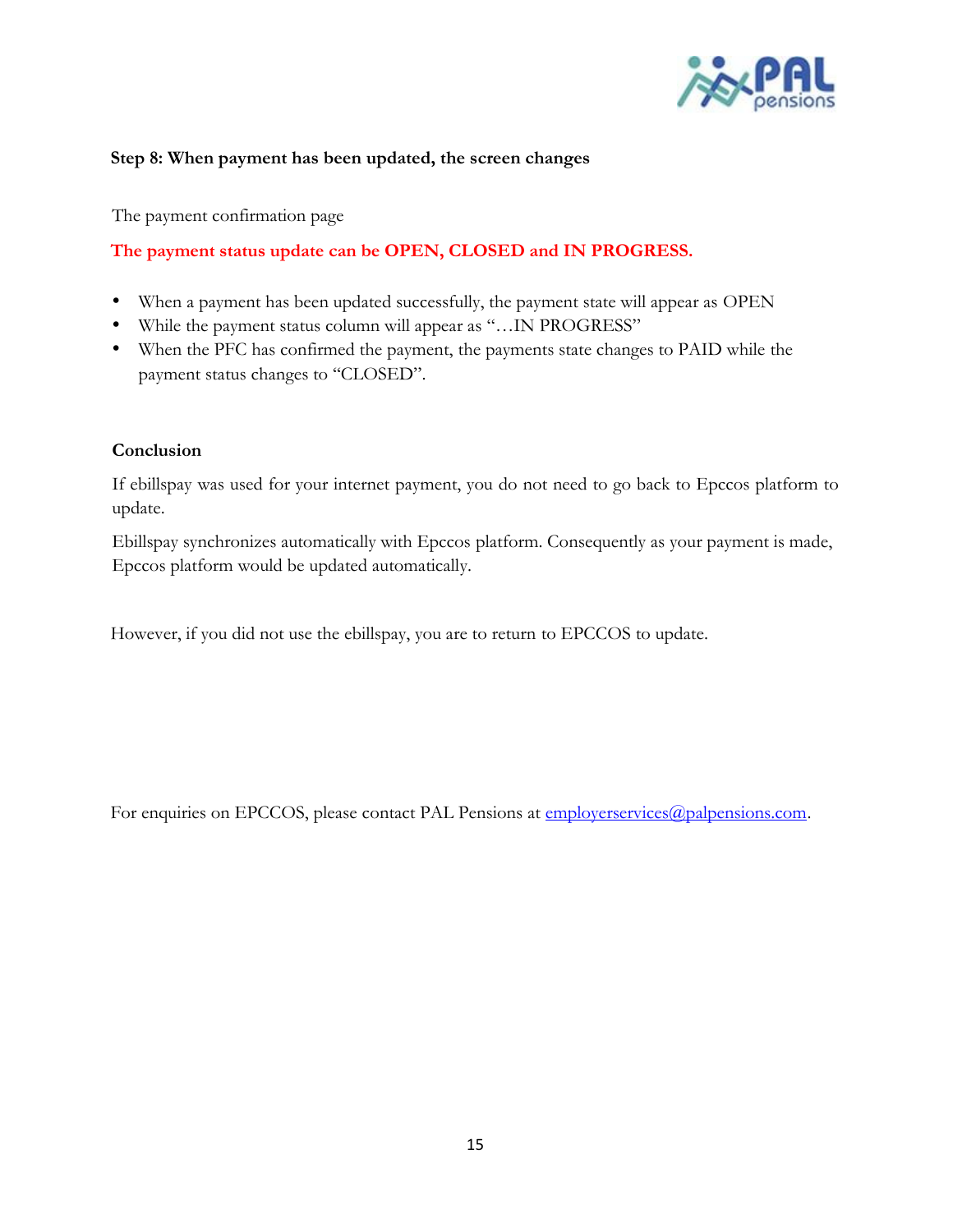**Step 8: When payment has been updated, the screen changes**

The payment confirmation page

**The payment status update can be OPEN, CLOSED and IN PROGRESS.**

- When a payment has been updated successfully, the payment state will appear as OPEN
- While the payment status column will appear as "…IN PROGRESS"
- When the PFC has confirmed the payment, the payments state changes to PAID while the payment status changes to "CLOSED".

**Conclusion**

If ebillspay was used for your internet payment, you do not need to go back to Epccos platform to update.

Ebillspay synchronizes automatically with Epccos platform. Consequently as your payment is made, Epccos platform would be updated automatically.

However, if you did not use the ebillspay, you are to return to EPCCOS to update.

For enquiries on EPCCOS, please contact PAL Pensions at employerservices@palpensions.com.